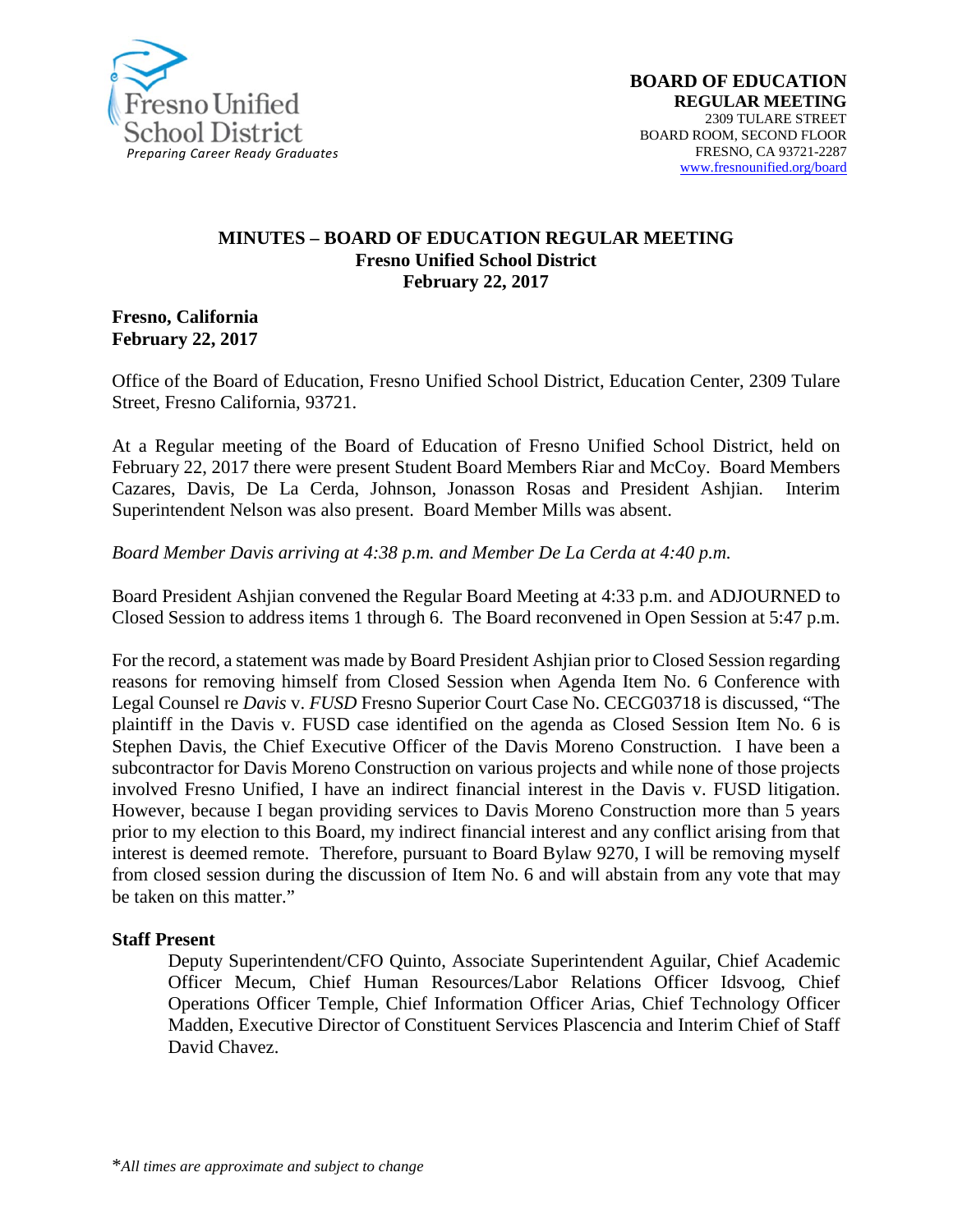Fresno Unified School District
*Preparing Career Ready Graduates*

**BOARD OF EDUCATION**
**REGULAR MEETING**
2309 TULARE STREET
BOARD ROOM, SECOND FLOOR
FRESNO, CA 93721-2287
www.fresnounified.org/board

# MINUTES – BOARD OF EDUCATION REGULAR MEETING
## Fresno Unified School District
## February 22, 2017

**Fresno, California**
**February 22, 2017**

Office of the Board of Education, Fresno Unified School District, Education Center, 2309 Tulare Street, Fresno California, 93721.

At a Regular meeting of the Board of Education of Fresno Unified School District, held on February 22, 2017 there were present Student Board Members Riar and McCoy. Board Members Cazares, Davis, De La Cerda, Johnson, Jonasson Rosas and President Ashjian. Interim Superintendent Nelson was also present. Board Member Mills was absent.

*Board Member Davis arriving at 4:38 p.m. and Member De La Cerda at 4:40 p.m.*

Board President Ashjian convened the Regular Board Meeting at 4:33 p.m. and ADJOURNED to Closed Session to address items 1 through 6. The Board reconvened in Open Session at 5:47 p.m.

For the record, a statement was made by Board President Ashjian prior to Closed Session regarding reasons for removing himself from Closed Session when Agenda Item No. 6 Conference with Legal Counsel re *Davis* v. *FUSD* Fresno Superior Court Case No. CECG03718 is discussed, "The plaintiff in the Davis v. FUSD case identified on the agenda as Closed Session Item No. 6 is Stephen Davis, the Chief Executive Officer of the Davis Moreno Construction. I have been a subcontractor for Davis Moreno Construction on various projects and while none of those projects involved Fresno Unified, I have an indirect financial interest in the Davis v. FUSD litigation. However, because I began providing services to Davis Moreno Construction more than 5 years prior to my election to this Board, my indirect financial interest and any conflict arising from that interest is deemed remote. Therefore, pursuant to Board Bylaw 9270, I will be removing myself from closed session during the discussion of Item No. 6 and will abstain from any vote that may be taken on this matter."

**Staff Present**

Deputy Superintendent/CFO Quinto, Associate Superintendent Aguilar, Chief Academic Officer Mecum, Chief Human Resources/Labor Relations Officer Idsvoog, Chief Operations Officer Temple, Chief Information Officer Arias, Chief Technology Officer Madden, Executive Director of Constituent Services Plascencia and Interim Chief of Staff David Chavez.

*\*All times are approximate and subject to change*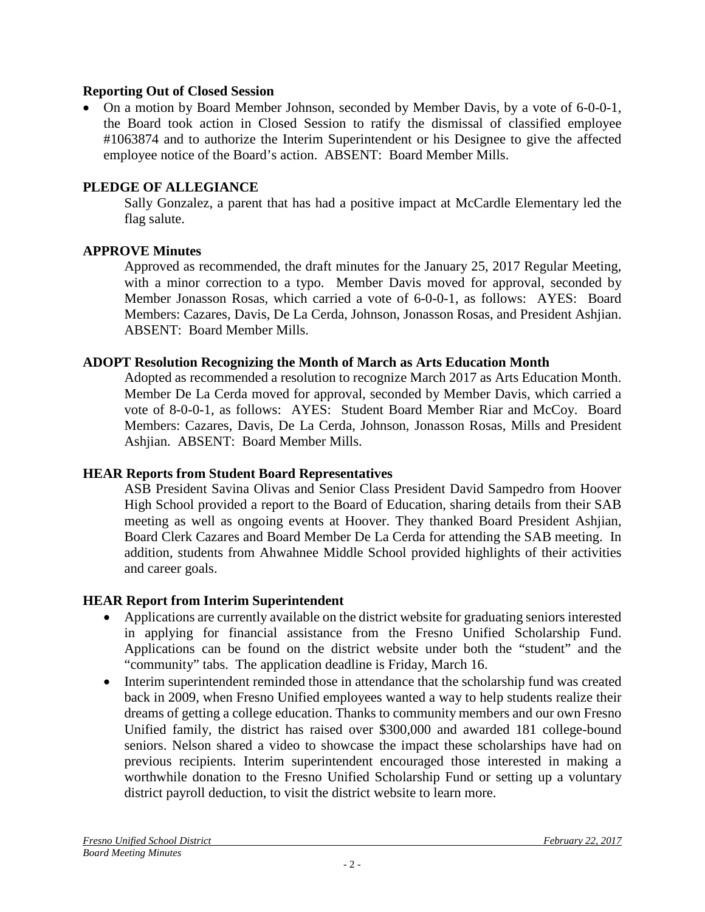**Reporting Out of Closed Session**

- On a motion by Board Member Johnson, seconded by Member Davis, by a vote of 6-0-0-1, the Board took action in Closed Session to ratify the dismissal of classified employee #1063874 and to authorize the Interim Superintendent or his Designee to give the affected employee notice of the Board's action. ABSENT: Board Member Mills.

**PLEDGE OF ALLEGIANCE**

Sally Gonzalez, a parent that has had a positive impact at McCardle Elementary led the flag salute.

**APPROVE Minutes**

Approved as recommended, the draft minutes for the January 25, 2017 Regular Meeting, with a minor correction to a typo. Member Davis moved for approval, seconded by Member Jonasson Rosas, which carried a vote of 6-0-0-1, as follows: AYES: Board Members: Cazares, Davis, De La Cerda, Johnson, Jonasson Rosas, and President Ashjian. ABSENT: Board Member Mills.

**ADOPT Resolution Recognizing the Month of March as Arts Education Month**

Adopted as recommended a resolution to recognize March 2017 as Arts Education Month. Member De La Cerda moved for approval, seconded by Member Davis, which carried a vote of 8-0-0-1, as follows: AYES: Student Board Member Riar and McCoy. Board Members: Cazares, Davis, De La Cerda, Johnson, Jonasson Rosas, Mills and President Ashjian. ABSENT: Board Member Mills.

**HEAR Reports from Student Board Representatives**

ASB President Savina Olivas and Senior Class President David Sampedro from Hoover High School provided a report to the Board of Education, sharing details from their SAB meeting as well as ongoing events at Hoover. They thanked Board President Ashjian, Board Clerk Cazares and Board Member De La Cerda for attending the SAB meeting. In addition, students from Ahwahnee Middle School provided highlights of their activities and career goals.

**HEAR Report from Interim Superintendent**

- Applications are currently available on the district website for graduating seniors interested in applying for financial assistance from the Fresno Unified Scholarship Fund. Applications can be found on the district website under both the "student" and the "community" tabs. The application deadline is Friday, March 16.
- Interim superintendent reminded those in attendance that the scholarship fund was created back in 2009, when Fresno Unified employees wanted a way to help students realize their dreams of getting a college education. Thanks to community members and our own Fresno Unified family, the district has raised over $300,000 and awarded 181 college-bound seniors. Nelson shared a video to showcase the impact these scholarships have had on previous recipients. Interim superintendent encouraged those interested in making a worthwhile donation to the Fresno Unified Scholarship Fund or setting up a voluntary district payroll deduction, to visit the district website to learn more.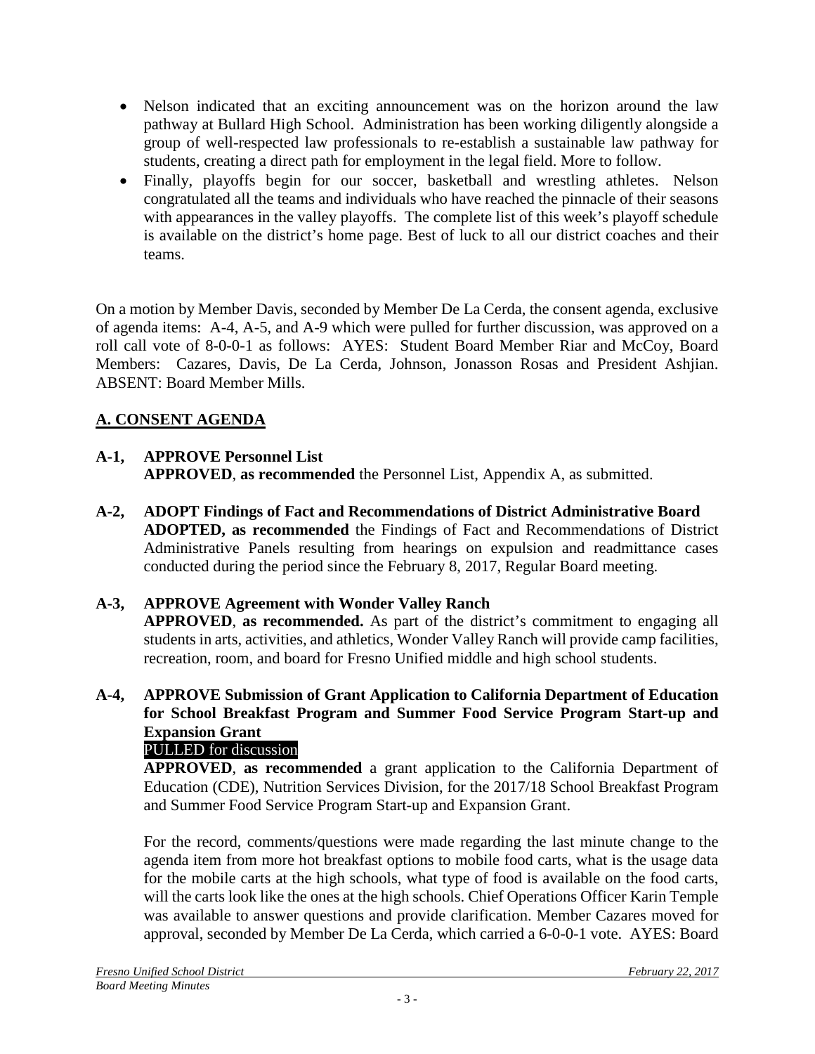- Nelson indicated that an exciting announcement was on the horizon around the law pathway at Bullard High School. Administration has been working diligently alongside a group of well-respected law professionals to re-establish a sustainable law pathway for students, creating a direct path for employment in the legal field. More to follow.
- Finally, playoffs begin for our soccer, basketball and wrestling athletes. Nelson congratulated all the teams and individuals who have reached the pinnacle of their seasons with appearances in the valley playoffs. The complete list of this week's playoff schedule is available on the district's home page. Best of luck to all our district coaches and their teams.

On a motion by Member Davis, seconded by Member De La Cerda, the consent agenda, exclusive of agenda items: A-4, A-5, and A-9 which were pulled for further discussion, was approved on a roll call vote of 8-0-0-1 as follows: AYES: Student Board Member Riar and McCoy, Board Members: Cazares, Davis, De La Cerda, Johnson, Jonasson Rosas and President Ashjian. ABSENT: Board Member Mills.

## A. CONSENT AGENDA

**A-1, APPROVE Personnel List**
**APPROVED**, **as recommended** the Personnel List, Appendix A, as submitted.

**A-2, ADOPT Findings of Fact and Recommendations of District Administrative Board**
**ADOPTED, as recommended** the Findings of Fact and Recommendations of District Administrative Panels resulting from hearings on expulsion and readmittance cases conducted during the period since the February 8, 2017, Regular Board meeting.

**A-3, APPROVE Agreement with Wonder Valley Ranch**
**APPROVED**, **as recommended.** As part of the district's commitment to engaging all students in arts, activities, and athletics, Wonder Valley Ranch will provide camp facilities, recreation, room, and board for Fresno Unified middle and high school students.

**A-4, APPROVE Submission of Grant Application to California Department of Education for School Breakfast Program and Summer Food Service Program Start-up and Expansion Grant**
PULLED for discussion
**APPROVED**, **as recommended** a grant application to the California Department of Education (CDE), Nutrition Services Division, for the 2017/18 School Breakfast Program and Summer Food Service Program Start-up and Expansion Grant.

For the record, comments/questions were made regarding the last minute change to the agenda item from more hot breakfast options to mobile food carts, what is the usage data for the mobile carts at the high schools, what type of food is available on the food carts, will the carts look like the ones at the high schools. Chief Operations Officer Karin Temple was available to answer questions and provide clarification. Member Cazares moved for approval, seconded by Member De La Cerda, which carried a 6-0-0-1 vote. AYES: Board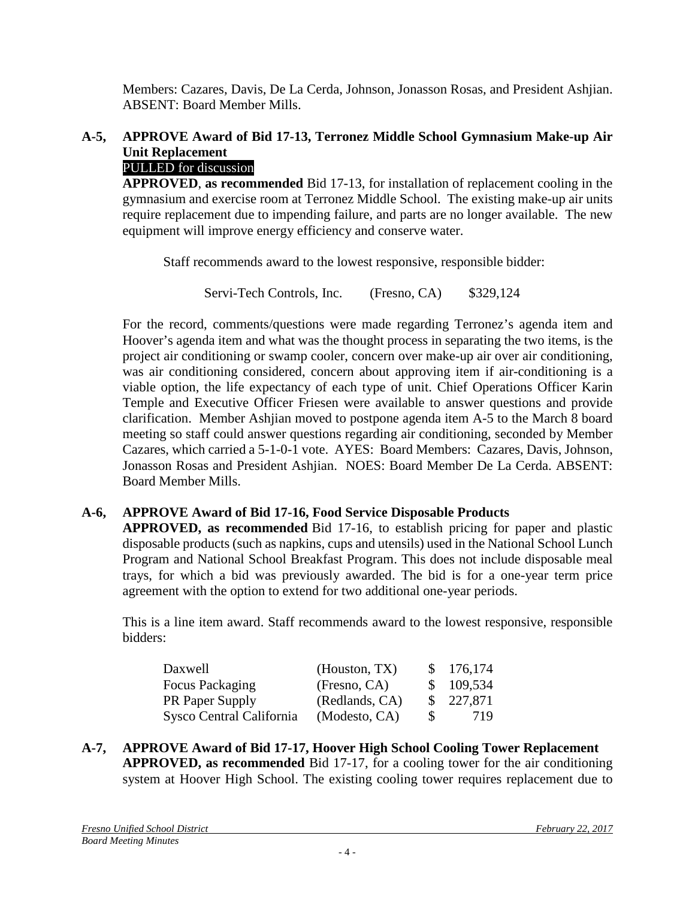Members: Cazares, Davis, De La Cerda, Johnson, Jonasson Rosas, and President Ashjian. ABSENT: Board Member Mills.

**A-5, APPROVE Award of Bid 17-13, Terronez Middle School Gymnasium Make-up Air Unit Replacement**

PULLED for discussion

**APPROVED**, **as recommended** Bid 17-13, for installation of replacement cooling in the gymnasium and exercise room at Terronez Middle School. The existing make-up air units require replacement due to impending failure, and parts are no longer available. The new equipment will improve energy efficiency and conserve water.

Staff recommends award to the lowest responsive, responsible bidder:

| | | |
|---|---|---|
| Servi-Tech Controls, Inc. | (Fresno, CA) | $329,124 |

For the record, comments/questions were made regarding Terronez's agenda item and Hoover's agenda item and what was the thought process in separating the two items, is the project air conditioning or swamp cooler, concern over make-up air over air conditioning, was air conditioning considered, concern about approving item if air-conditioning is a viable option, the life expectancy of each type of unit. Chief Operations Officer Karin Temple and Executive Officer Friesen were available to answer questions and provide clarification. Member Ashjian moved to postpone agenda item A-5 to the March 8 board meeting so staff could answer questions regarding air conditioning, seconded by Member Cazares, which carried a 5-1-0-1 vote. AYES: Board Members: Cazares, Davis, Johnson, Jonasson Rosas and President Ashjian. NOES: Board Member De La Cerda. ABSENT: Board Member Mills.

**A-6, APPROVE Award of Bid 17-16, Food Service Disposable Products**

**APPROVED, as recommended** Bid 17-16, to establish pricing for paper and plastic disposable products (such as napkins, cups and utensils) used in the National School Lunch Program and National School Breakfast Program. This does not include disposable meal trays, for which a bid was previously awarded. The bid is for a one-year term price agreement with the option to extend for two additional one-year periods.

This is a line item award. Staff recommends award to the lowest responsive, responsible bidders:

| | | |
|---|---|---|
| Daxwell | (Houston, TX) | $ 176,174 |
| Focus Packaging | (Fresno, CA) | $ 109,534 |
| PR Paper Supply | (Redlands, CA) | $ 227,871 |
| Sysco Central California | (Modesto, CA) | $ 719 |

**A-7, APPROVE Award of Bid 17-17, Hoover High School Cooling Tower Replacement**

**APPROVED, as recommended** Bid 17-17, for a cooling tower for the air conditioning system at Hoover High School. The existing cooling tower requires replacement due to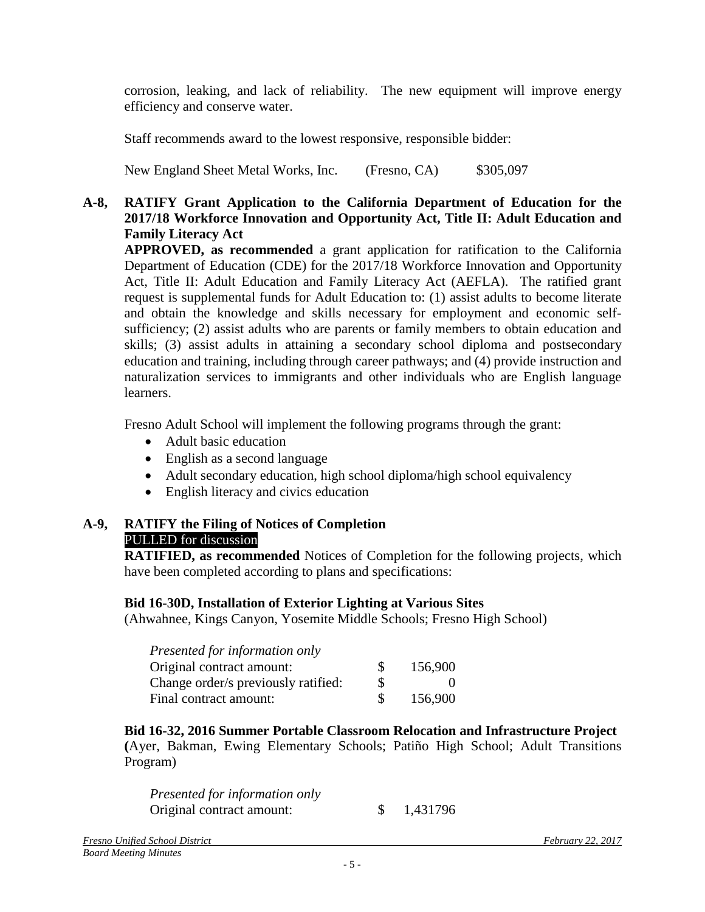corrosion, leaking, and lack of reliability. The new equipment will improve energy efficiency and conserve water.

Staff recommends award to the lowest responsive, responsible bidder:

| | | |
|---|---|---|
| New England Sheet Metal Works, Inc. | (Fresno, CA) | $305,097 |

**A-8, RATIFY Grant Application to the California Department of Education for the 2017/18 Workforce Innovation and Opportunity Act, Title II: Adult Education and Family Literacy Act**

**APPROVED, as recommended** a grant application for ratification to the California Department of Education (CDE) for the 2017/18 Workforce Innovation and Opportunity Act, Title II: Adult Education and Family Literacy Act (AEFLA). The ratified grant request is supplemental funds for Adult Education to: (1) assist adults to become literate and obtain the knowledge and skills necessary for employment and economic self-sufficiency; (2) assist adults who are parents or family members to obtain education and skills; (3) assist adults in attaining a secondary school diploma and postsecondary education and training, including through career pathways; and (4) provide instruction and naturalization services to immigrants and other individuals who are English language learners.

Fresno Adult School will implement the following programs through the grant:

- Adult basic education
- English as a second language
- Adult secondary education, high school diploma/high school equivalency
- English literacy and civics education

**A-9, RATIFY the Filing of Notices of Completion**

PULLED for discussion

**RATIFIED, as recommended** Notices of Completion for the following projects, which have been completed according to plans and specifications:

**Bid 16-30D, Installation of Exterior Lighting at Various Sites**
(Ahwahnee, Kings Canyon, Yosemite Middle Schools; Fresno High School)

*Presented for information only*

| | | |
|---|---|---|
| Original contract amount: | $ | 156,900 |
| Change order/s previously ratified: | $ | 0 |
| Final contract amount: | $ | 156,900 |

**Bid 16-32, 2016 Summer Portable Classroom Relocation and Infrastructure Project**
**(**Ayer, Bakman, Ewing Elementary Schools; Patiño High School; Adult Transitions Program)

*Presented for information only*

| | | |
|---|---|---|
| Original contract amount: | $ | 1,431796 |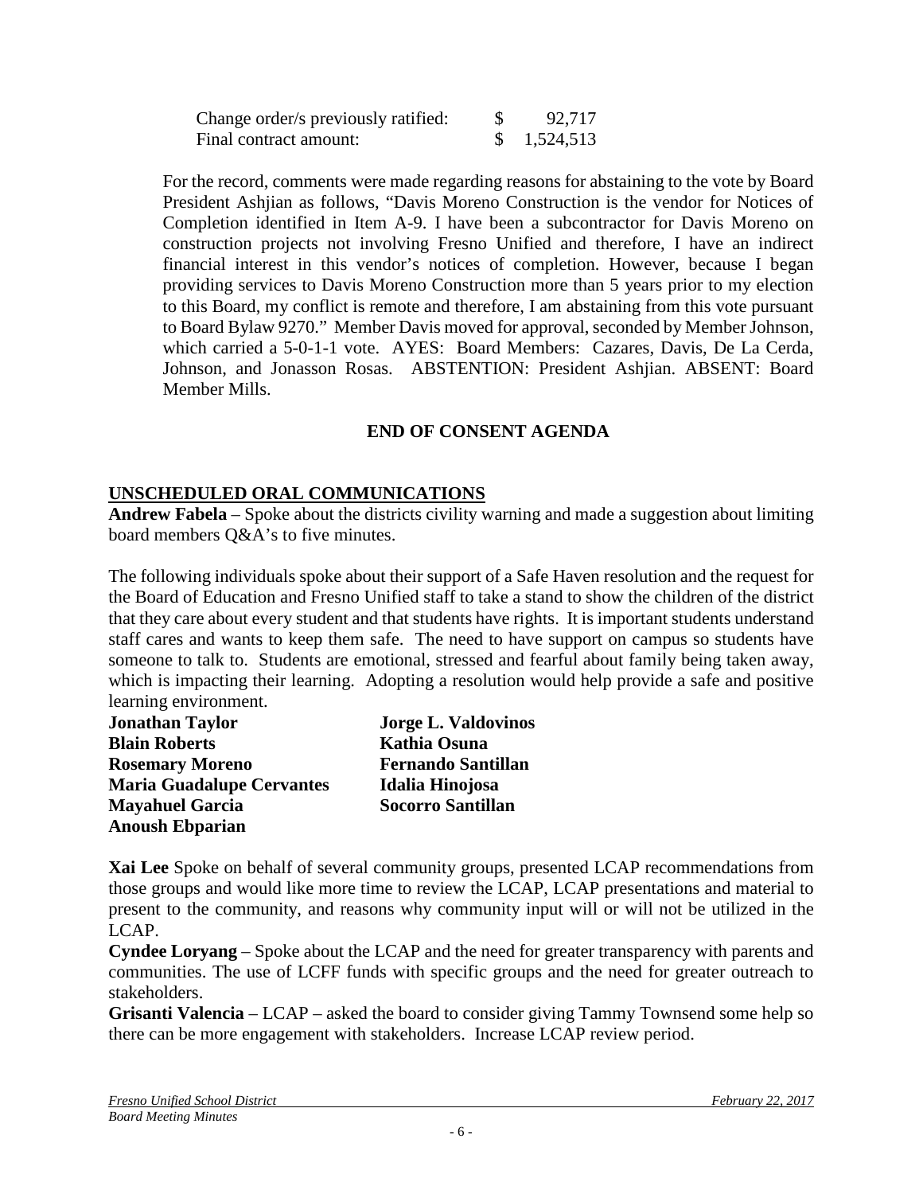| | | |
|---|---|---|
| Change order/s previously ratified: | $ | 92,717 |
| Final contract amount: | $ | 1,524,513 |

For the record, comments were made regarding reasons for abstaining to the vote by Board President Ashjian as follows, "Davis Moreno Construction is the vendor for Notices of Completion identified in Item A-9. I have been a subcontractor for Davis Moreno on construction projects not involving Fresno Unified and therefore, I have an indirect financial interest in this vendor's notices of completion. However, because I began providing services to Davis Moreno Construction more than 5 years prior to my election to this Board, my conflict is remote and therefore, I am abstaining from this vote pursuant to Board Bylaw 9270." Member Davis moved for approval, seconded by Member Johnson, which carried a 5-0-1-1 vote. AYES: Board Members: Cazares, Davis, De La Cerda, Johnson, and Jonasson Rosas. ABSTENTION: President Ashjian. ABSENT: Board Member Mills.

**END OF CONSENT AGENDA**

**UNSCHEDULED ORAL COMMUNICATIONS**

**Andrew Fabela** – Spoke about the districts civility warning and made a suggestion about limiting board members Q&A's to five minutes.

The following individuals spoke about their support of a Safe Haven resolution and the request for the Board of Education and Fresno Unified staff to take a stand to show the children of the district that they care about every student and that students have rights. It is important students understand staff cares and wants to keep them safe. The need to have support on campus so students have someone to talk to. Students are emotional, stressed and fearful about family being taken away, which is impacting their learning. Adopting a resolution would help provide a safe and positive learning environment.

**Jonathan Taylor**
**Blain Roberts**
**Rosemary Moreno**
**Maria Guadalupe Cervantes**
**Mayahuel Garcia**
**Anoush Ebparian**
**Jorge L. Valdovinos**
**Kathia Osuna**
**Fernando Santillan**
**Idalia Hinojosa**
**Socorro Santillan**

**Xai Lee** Spoke on behalf of several community groups, presented LCAP recommendations from those groups and would like more time to review the LCAP, LCAP presentations and material to present to the community, and reasons why community input will or will not be utilized in the LCAP.

**Cyndee Loryang** – Spoke about the LCAP and the need for greater transparency with parents and communities. The use of LCFF funds with specific groups and the need for greater outreach to stakeholders.

**Grisanti Valencia** – LCAP – asked the board to consider giving Tammy Townsend some help so there can be more engagement with stakeholders. Increase LCAP review period.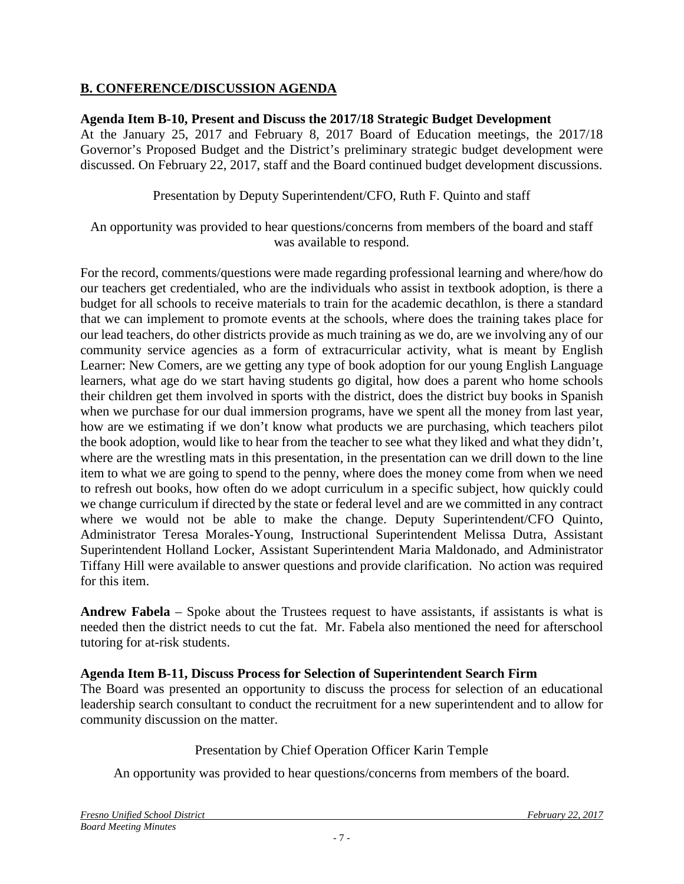## B. CONFERENCE/DISCUSSION AGENDA

**Agenda Item B-10, Present and Discuss the 2017/18 Strategic Budget Development**
At the January 25, 2017 and February 8, 2017 Board of Education meetings, the 2017/18 Governor's Proposed Budget and the District's preliminary strategic budget development were discussed. On February 22, 2017, staff and the Board continued budget development discussions.

Presentation by Deputy Superintendent/CFO, Ruth F. Quinto and staff

An opportunity was provided to hear questions/concerns from members of the board and staff was available to respond.

For the record, comments/questions were made regarding professional learning and where/how do our teachers get credentialed, who are the individuals who assist in textbook adoption, is there a budget for all schools to receive materials to train for the academic decathlon, is there a standard that we can implement to promote events at the schools, where does the training takes place for our lead teachers, do other districts provide as much training as we do, are we involving any of our community service agencies as a form of extracurricular activity, what is meant by English Learner: New Comers, are we getting any type of book adoption for our young English Language learners, what age do we start having students go digital, how does a parent who home schools their children get them involved in sports with the district, does the district buy books in Spanish when we purchase for our dual immersion programs, have we spent all the money from last year, how are we estimating if we don't know what products we are purchasing, which teachers pilot the book adoption, would like to hear from the teacher to see what they liked and what they didn't, where are the wrestling mats in this presentation, in the presentation can we drill down to the line item to what we are going to spend to the penny, where does the money come from when we need to refresh out books, how often do we adopt curriculum in a specific subject, how quickly could we change curriculum if directed by the state or federal level and are we committed in any contract where we would not be able to make the change. Deputy Superintendent/CFO Quinto, Administrator Teresa Morales-Young, Instructional Superintendent Melissa Dutra, Assistant Superintendent Holland Locker, Assistant Superintendent Maria Maldonado, and Administrator Tiffany Hill were available to answer questions and provide clarification. No action was required for this item.

**Andrew Fabela** – Spoke about the Trustees request to have assistants, if assistants is what is needed then the district needs to cut the fat. Mr. Fabela also mentioned the need for afterschool tutoring for at-risk students.

**Agenda Item B-11, Discuss Process for Selection of Superintendent Search Firm**
The Board was presented an opportunity to discuss the process for selection of an educational leadership search consultant to conduct the recruitment for a new superintendent and to allow for community discussion on the matter.

Presentation by Chief Operation Officer Karin Temple

An opportunity was provided to hear questions/concerns from members of the board.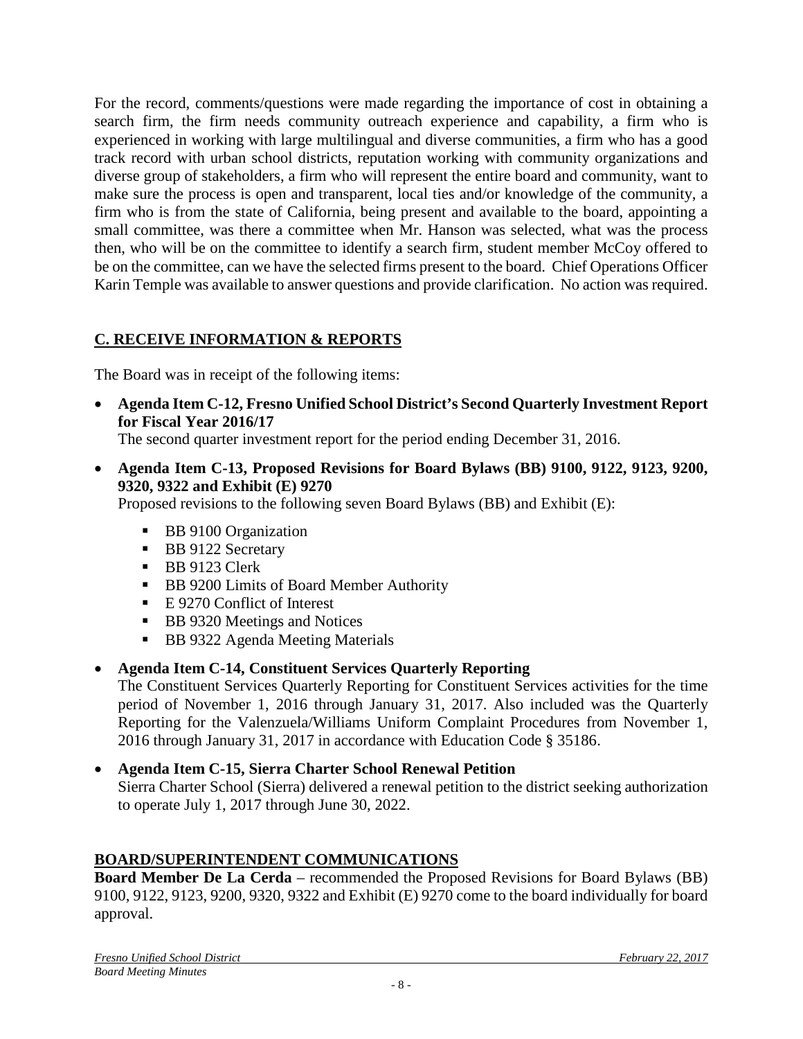For the record, comments/questions were made regarding the importance of cost in obtaining a search firm, the firm needs community outreach experience and capability, a firm who is experienced in working with large multilingual and diverse communities, a firm who has a good track record with urban school districts, reputation working with community organizations and diverse group of stakeholders, a firm who will represent the entire board and community, want to make sure the process is open and transparent, local ties and/or knowledge of the community, a firm who is from the state of California, being present and available to the board, appointing a small committee, was there a committee when Mr. Hanson was selected, what was the process then, who will be on the committee to identify a search firm, student member McCoy offered to be on the committee, can we have the selected firms present to the board. Chief Operations Officer Karin Temple was available to answer questions and provide clarification. No action was required.

## C. RECEIVE INFORMATION & REPORTS

The Board was in receipt of the following items:

- **Agenda Item C-12, Fresno Unified School District's Second Quarterly Investment Report for Fiscal Year 2016/17**
  The second quarter investment report for the period ending December 31, 2016.
- **Agenda Item C-13, Proposed Revisions for Board Bylaws (BB) 9100, 9122, 9123, 9200, 9320, 9322 and Exhibit (E) 9270**
  Proposed revisions to the following seven Board Bylaws (BB) and Exhibit (E):
  - BB 9100 Organization
  - BB 9122 Secretary
  - BB 9123 Clerk
  - BB 9200 Limits of Board Member Authority
  - E 9270 Conflict of Interest
  - BB 9320 Meetings and Notices
  - BB 9322 Agenda Meeting Materials
- **Agenda Item C-14, Constituent Services Quarterly Reporting**
  The Constituent Services Quarterly Reporting for Constituent Services activities for the time period of November 1, 2016 through January 31, 2017. Also included was the Quarterly Reporting for the Valenzuela/Williams Uniform Complaint Procedures from November 1, 2016 through January 31, 2017 in accordance with Education Code § 35186.
- **Agenda Item C-15, Sierra Charter School Renewal Petition**
  Sierra Charter School (Sierra) delivered a renewal petition to the district seeking authorization to operate July 1, 2017 through June 30, 2022.

## BOARD/SUPERINTENDENT COMMUNICATIONS

**Board Member De La Cerda** – recommended the Proposed Revisions for Board Bylaws (BB) 9100, 9122, 9123, 9200, 9320, 9322 and Exhibit (E) 9270 come to the board individually for board approval.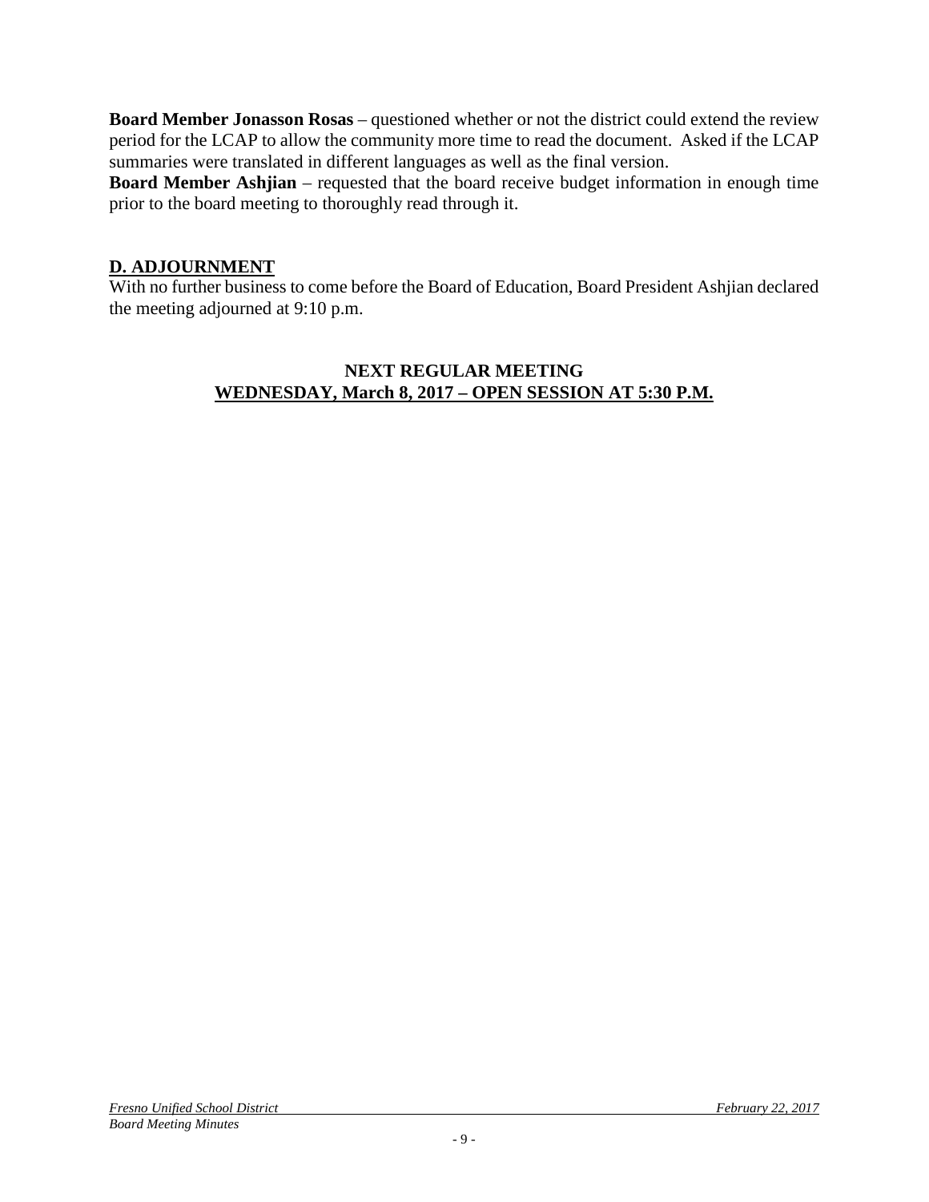**Board Member Jonasson Rosas** – questioned whether or not the district could extend the review period for the LCAP to allow the community more time to read the document. Asked if the LCAP summaries were translated in different languages as well as the final version.

**Board Member Ashjian** – requested that the board receive budget information in enough time prior to the board meeting to thoroughly read through it.

## D. ADJOURNMENT

With no further business to come before the Board of Education, Board President Ashjian declared the meeting adjourned at 9:10 p.m.

**NEXT REGULAR MEETING**
**WEDNESDAY, March 8, 2017 – OPEN SESSION AT 5:30 P.M.**